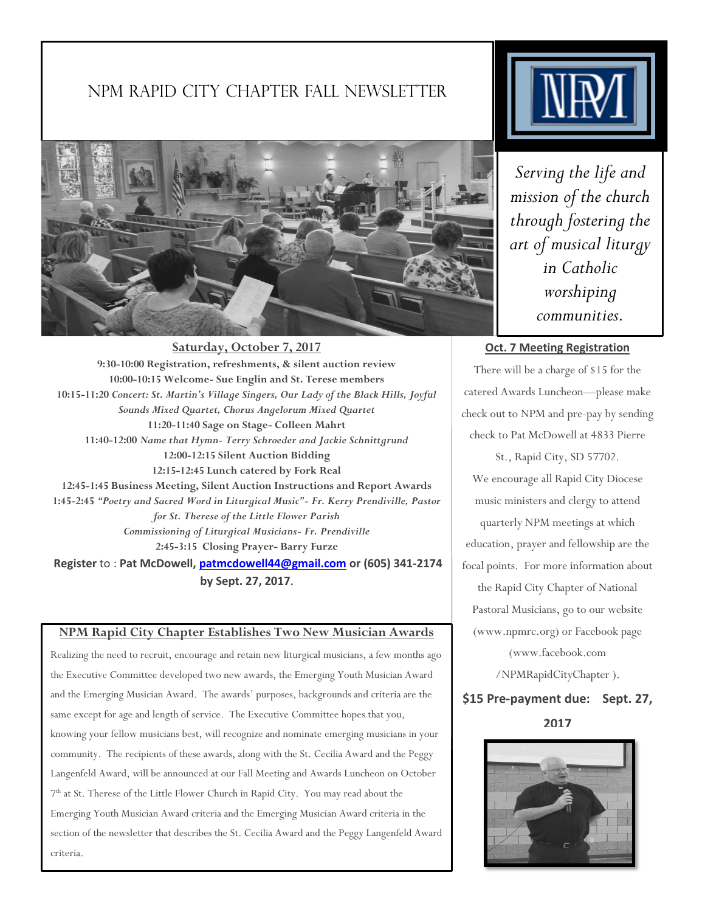# NPM Rapid City Chapter Fall Newsletter

*Serving the life and mission of the church through fostering the art of musical liturgy in Catholic worshiping communities.*

**Saturday, October 7, 2017**

**9:30-10:00 Registration, refreshments, & silent auction review**
**10:00-10:15 Welcome- Sue Englin and St. Terese members**
**10:15-11:20** ***Concert: St. Martin's Village Singers, Our Lady of the Black Hills, Joyful Sounds Mixed Quartet, Chorus Angelorum Mixed Quartet***
**11:20-11:40 Sage on Stage- Colleen Mahrt**
**11:40-12:00** ***Name that Hymn- Terry Schroeder and Jackie Schnittgrund***
**12:00-12:15 Silent Auction Bidding**
**12:15-12:45 Lunch catered by Fork Real**
**12:45-1:45 Business Meeting, Silent Auction Instructions and Report Awards**
**1:45-2:45** ***"Poetry and Sacred Word in Liturgical Music"- Fr. Kerry Prendiville, Pastor for St. Therese of the Little Flower Parish***
***Commissioning of Liturgical Musicians- Fr. Prendiville***
**2:45-3:15 Closing Prayer- Barry Furze**

**Register** to : **Pat McDowell, patmcdowell44@gmail.com or (605) 341-2174 by Sept. 27, 2017.**

## NPM Rapid City Chapter Establishes Two New Musician Awards

Realizing the need to recruit, encourage and retain new liturgical musicians, a few months ago the Executive Committee developed two new awards, the Emerging Youth Musician Award and the Emerging Musician Award. The awards' purposes, backgrounds and criteria are the same except for age and length of service. The Executive Committee hopes that you, knowing your fellow musicians best, will recognize and nominate emerging musicians in your community. The recipients of these awards, along with the St. Cecilia Award and the Peggy Langenfeld Award, will be announced at our Fall Meeting and Awards Luncheon on October 7th at St. Therese of the Little Flower Church in Rapid City. You may read about the Emerging Youth Musician Award criteria and the Emerging Musician Award criteria in the section of the newsletter that describes the St. Cecilia Award and the Peggy Langenfeld Award criteria.

## Oct. 7 Meeting Registration

There will be a charge of $15 for the catered Awards Luncheon—please make check out to NPM and pre-pay by sending check to Pat McDowell at 4833 Pierre St., Rapid City, SD 57702.

We encourage all Rapid City Diocese music ministers and clergy to attend quarterly NPM meetings at which education, prayer and fellowship are the focal points. For more information about the Rapid City Chapter of National Pastoral Musicians, go to our website (www.npmrc.org) or Facebook page (www.facebook.com /NPMRapidCityChapter ).

**$15 Pre-payment due: Sept. 27, 2017**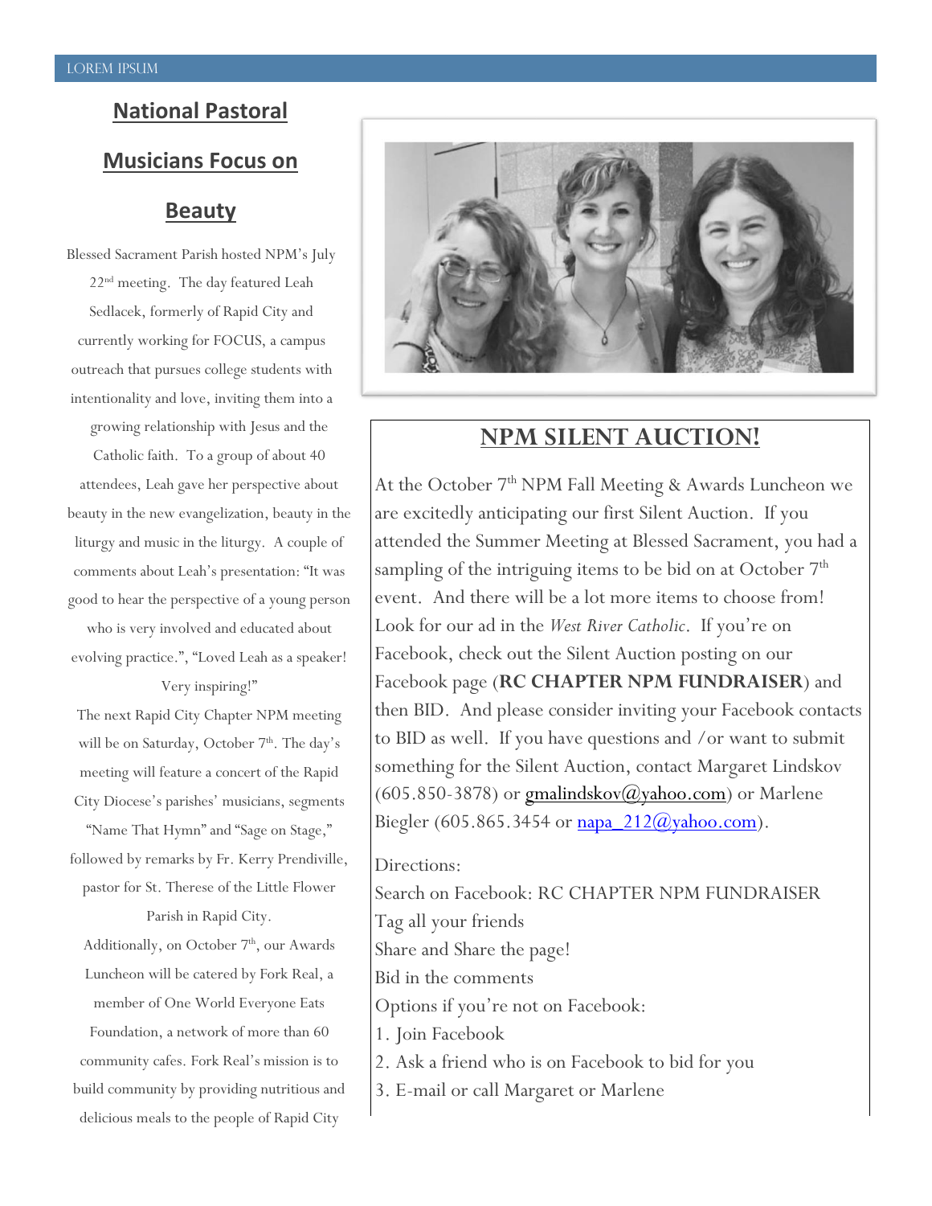## National Pastoral Musicians Focus on Beauty

Blessed Sacrament Parish hosted NPM's July 22nd meeting. The day featured Leah Sedlacek, formerly of Rapid City and currently working for FOCUS, a campus outreach that pursues college students with intentionality and love, inviting them into a growing relationship with Jesus and the Catholic faith. To a group of about 40 attendees, Leah gave her perspective about beauty in the new evangelization, beauty in the liturgy and music in the liturgy. A couple of comments about Leah's presentation: "It was good to hear the perspective of a young person who is very involved and educated about evolving practice.", "Loved Leah as a speaker! Very inspiring!"

The next Rapid City Chapter NPM meeting will be on Saturday, October 7th. The day's meeting will feature a concert of the Rapid City Diocese's parishes' musicians, segments "Name That Hymn" and "Sage on Stage," followed by remarks by Fr. Kerry Prendiville, pastor for St. Therese of the Little Flower Parish in Rapid City.

Additionally, on October 7th, our Awards Luncheon will be catered by Fork Real, a member of One World Everyone Eats Foundation, a network of more than 60 community cafes. Fork Real's mission is to build community by providing nutritious and delicious meals to the people of Rapid City

## NPM SILENT AUCTION!

At the October 7th NPM Fall Meeting & Awards Luncheon we are excitedly anticipating our first Silent Auction. If you attended the Summer Meeting at Blessed Sacrament, you had a sampling of the intriguing items to be bid on at October 7th event. And there will be a lot more items to choose from! Look for our ad in the *West River Catholic*. If you're on Facebook, check out the Silent Auction posting on our Facebook page (**RC CHAPTER NPM FUNDRAISER**) and then BID. And please consider inviting your Facebook contacts to BID as well. If you have questions and /or want to submit something for the Silent Auction, contact Margaret Lindskov (605.850-3878) or gmalindskov@yahoo.com) or Marlene Biegler (605.865.3454 or napa_212@yahoo.com).

Directions:
Search on Facebook: RC CHAPTER NPM FUNDRAISER
Tag all your friends
Share and Share the page!
Bid in the comments
Options if you're not on Facebook:
1. Join Facebook
2. Ask a friend who is on Facebook to bid for you
3. E-mail or call Margaret or Marlene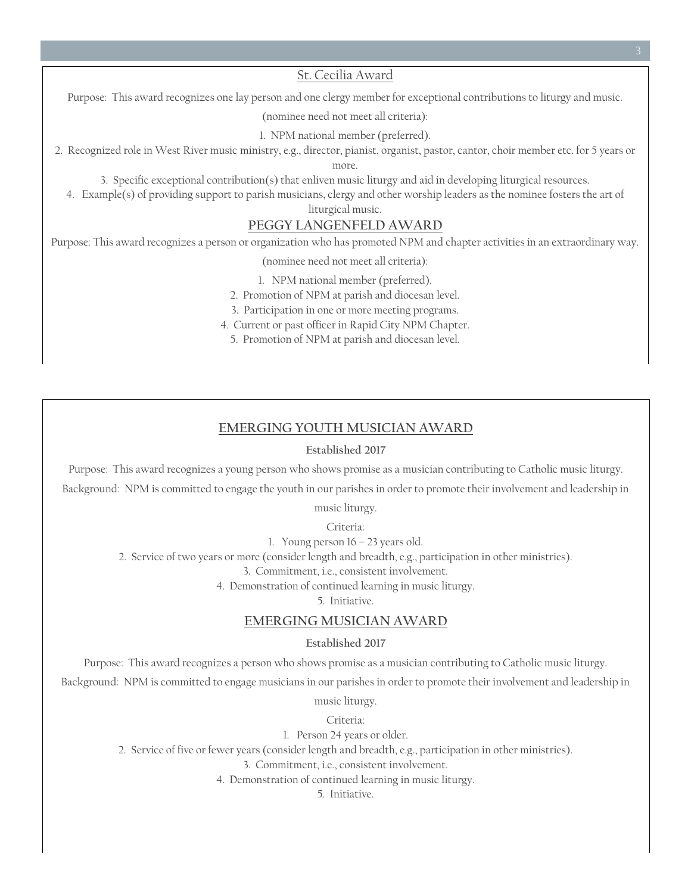## St. Cecilia Award

Purpose: This award recognizes one lay person and one clergy member for exceptional contributions to liturgy and music.

(nominee need not meet all criteria):

1. NPM national member (preferred).
2. Recognized role in West River music ministry, e.g., director, pianist, organist, pastor, cantor, choir member etc. for 5 years or more.
3. Specific exceptional contribution(s) that enliven music liturgy and aid in developing liturgical resources.
4. Example(s) of providing support to parish musicians, clergy and other worship leaders as the nominee fosters the art of liturgical music.

## PEGGY LANGENFELD AWARD

Purpose: This award recognizes a person or organization who has promoted NPM and chapter activities in an extraordinary way.

(nominee need not meet all criteria):

1. NPM national member (preferred).
2. Promotion of NPM at parish and diocesan level.
3. Participation in one or more meeting programs.
4. Current or past officer in Rapid City NPM Chapter.
5. Promotion of NPM at parish and diocesan level.

## EMERGING YOUTH MUSICIAN AWARD

**Established 2017**

Purpose: This award recognizes a young person who shows promise as a musician contributing to Catholic music liturgy.

Background: NPM is committed to engage the youth in our parishes in order to promote their involvement and leadership in music liturgy.

Criteria:

1. Young person 16 – 23 years old.
2. Service of two years or more (consider length and breadth, e.g., participation in other ministries).
3. Commitment, i.e., consistent involvement.
4. Demonstration of continued learning in music liturgy.
5. Initiative.

## EMERGING MUSICIAN AWARD

**Established 2017**

Purpose: This award recognizes a person who shows promise as a musician contributing to Catholic music liturgy.

Background: NPM is committed to engage musicians in our parishes in order to promote their involvement and leadership in music liturgy.

Criteria:

1. Person 24 years or older.
2. Service of five or fewer years (consider length and breadth, e.g., participation in other ministries).
3. Commitment, i.e., consistent involvement.
4. Demonstration of continued learning in music liturgy.
5. Initiative.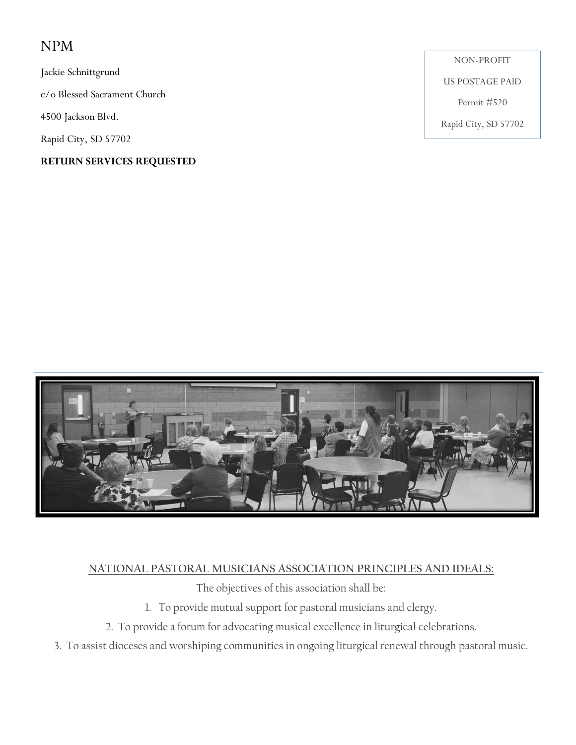NPM

Jackie Schnittgrund

c/o Blessed Sacrament Church

4500 Jackson Blvd.

Rapid City, SD 57702

**RETURN SERVICES REQUESTED**

NON-PROFIT

US POSTAGE PAID

Permit #520

Rapid City, SD 57702

**NATIONAL PASTORAL MUSICIANS ASSOCIATION PRINCIPLES AND IDEALS:**

The objectives of this association shall be:

1. To provide mutual support for pastoral musicians and clergy.
2. To provide a forum for advocating musical excellence in liturgical celebrations.
3. To assist dioceses and worshiping communities in ongoing liturgical renewal through pastoral music.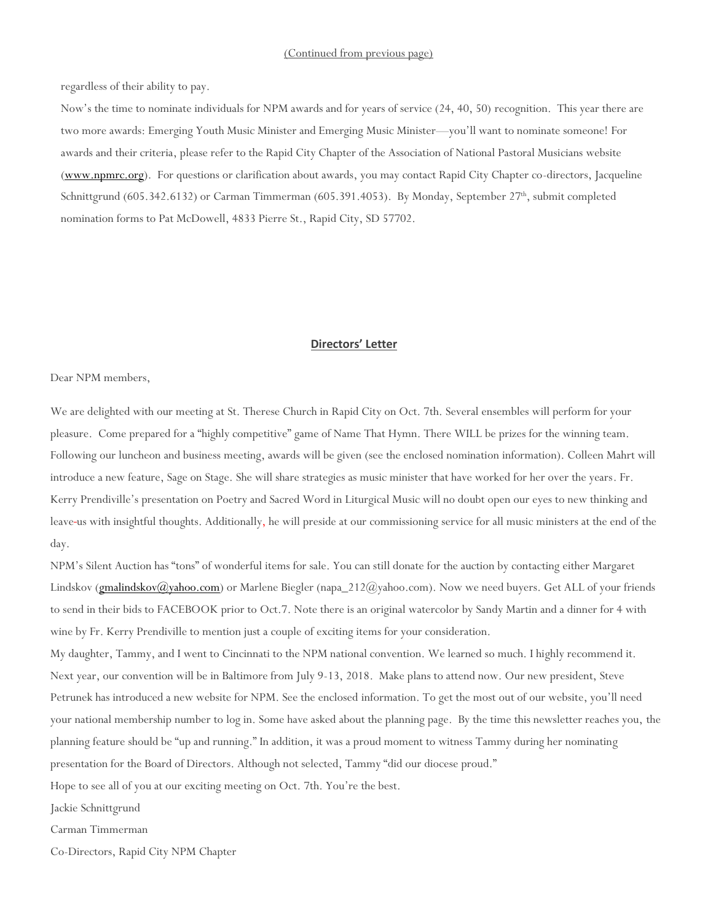(Continued from previous page)

regardless of their ability to pay.

Now's the time to nominate individuals for NPM awards and for years of service (24, 40, 50) recognition. This year there are two more awards: Emerging Youth Music Minister and Emerging Music Minister—you'll want to nominate someone! For awards and their criteria, please refer to the Rapid City Chapter of the Association of National Pastoral Musicians website (www.npmrc.org). For questions or clarification about awards, you may contact Rapid City Chapter co-directors, Jacqueline Schnittgrund (605.342.6132) or Carman Timmerman (605.391.4053). By Monday, September 27th, submit completed nomination forms to Pat McDowell, 4833 Pierre St., Rapid City, SD 57702.

## Directors' Letter

Dear NPM members,

We are delighted with our meeting at St. Therese Church in Rapid City on Oct. 7th. Several ensembles will perform for your pleasure. Come prepared for a "highly competitive" game of Name That Hymn. There WILL be prizes for the winning team. Following our luncheon and business meeting, awards will be given (see the enclosed nomination information). Colleen Mahrt will introduce a new feature, Sage on Stage. She will share strategies as music minister that have worked for her over the years. Fr. Kerry Prendiville's presentation on Poetry and Sacred Word in Liturgical Music will no doubt open our eyes to new thinking and leave-us with insightful thoughts. Additionally, he will preside at our commissioning service for all music ministers at the end of the day.

NPM's Silent Auction has "tons" of wonderful items for sale. You can still donate for the auction by contacting either Margaret Lindskov (gmalindskov@yahoo.com) or Marlene Biegler (napa_212@yahoo.com). Now we need buyers. Get ALL of your friends to send in their bids to FACEBOOK prior to Oct.7. Note there is an original watercolor by Sandy Martin and a dinner for 4 with wine by Fr. Kerry Prendiville to mention just a couple of exciting items for your consideration.

My daughter, Tammy, and I went to Cincinnati to the NPM national convention. We learned so much. I highly recommend it. Next year, our convention will be in Baltimore from July 9-13, 2018. Make plans to attend now. Our new president, Steve Petrunek has introduced a new website for NPM. See the enclosed information. To get the most out of our website, you'll need your national membership number to log in. Some have asked about the planning page. By the time this newsletter reaches you, the planning feature should be "up and running." In addition, it was a proud moment to witness Tammy during her nominating presentation for the Board of Directors. Although not selected, Tammy "did our diocese proud."

Hope to see all of you at our exciting meeting on Oct. 7th. You're the best.

Jackie Schnittgrund

Carman Timmerman

Co-Directors, Rapid City NPM Chapter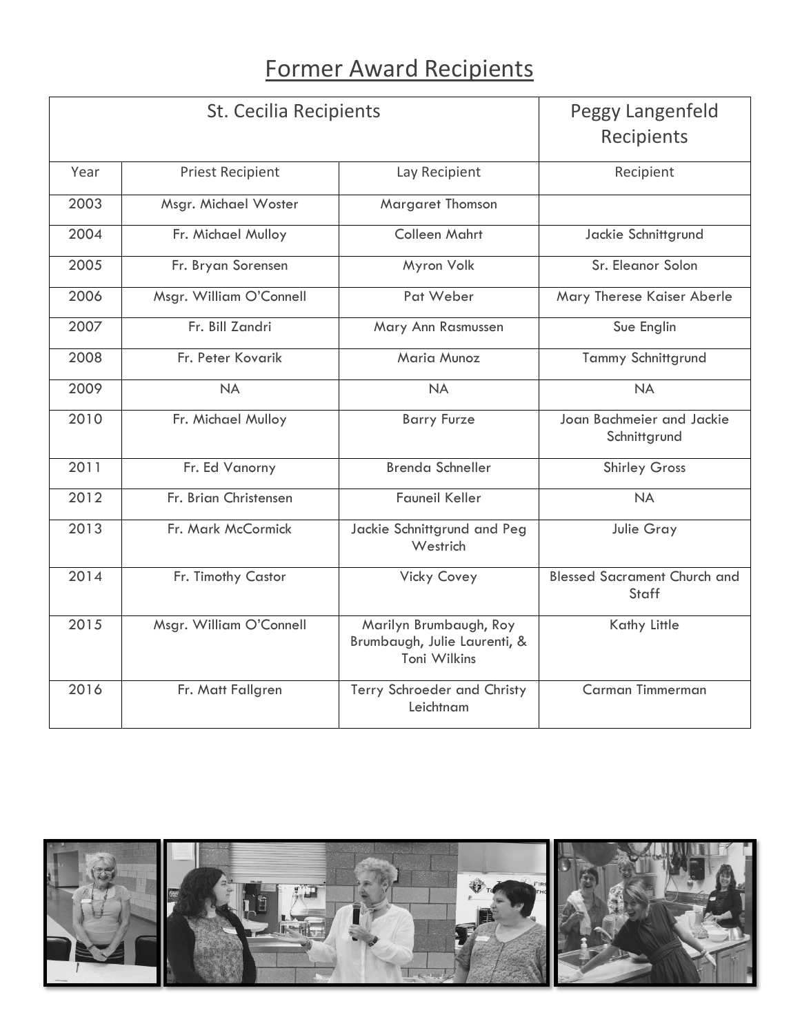# Former Award Recipients

| St. Cecilia Recipients | | | Peggy Langenfeld Recipients |
|---|---|---|---|
| Year | Priest Recipient | Lay Recipient | Recipient |
| 2003 | Msgr. Michael Woster | Margaret Thomson | |
| 2004 | Fr. Michael Mulloy | Colleen Mahrt | Jackie Schnittgrund |
| 2005 | Fr. Bryan Sorensen | Myron Volk | Sr. Eleanor Solon |
| 2006 | Msgr. William O'Connell | Pat Weber | Mary Therese Kaiser Aberle |
| 2007 | Fr. Bill Zandri | Mary Ann Rasmussen | Sue Englin |
| 2008 | Fr. Peter Kovarik | Maria Munoz | Tammy Schnittgrund |
| 2009 | NA | NA | NA |
| 2010 | Fr. Michael Mulloy | Barry Furze | Joan Bachmeier and Jackie Schnittgrund |
| 2011 | Fr. Ed Vanorny | Brenda Schneller | Shirley Gross |
| 2012 | Fr. Brian Christensen | Fauneil Keller | NA |
| 2013 | Fr. Mark McCormick | Jackie Schnittgrund and Peg Westrich | Julie Gray |
| 2014 | Fr. Timothy Castor | Vicky Covey | Blessed Sacrament Church and Staff |
| 2015 | Msgr. William O'Connell | Marilyn Brumbaugh, Roy Brumbaugh, Julie Laurenti, & Toni Wilkins | Kathy Little |
| 2016 | Fr. Matt Fallgren | Terry Schroeder and Christy Leichtnam | Carman Timmerman |